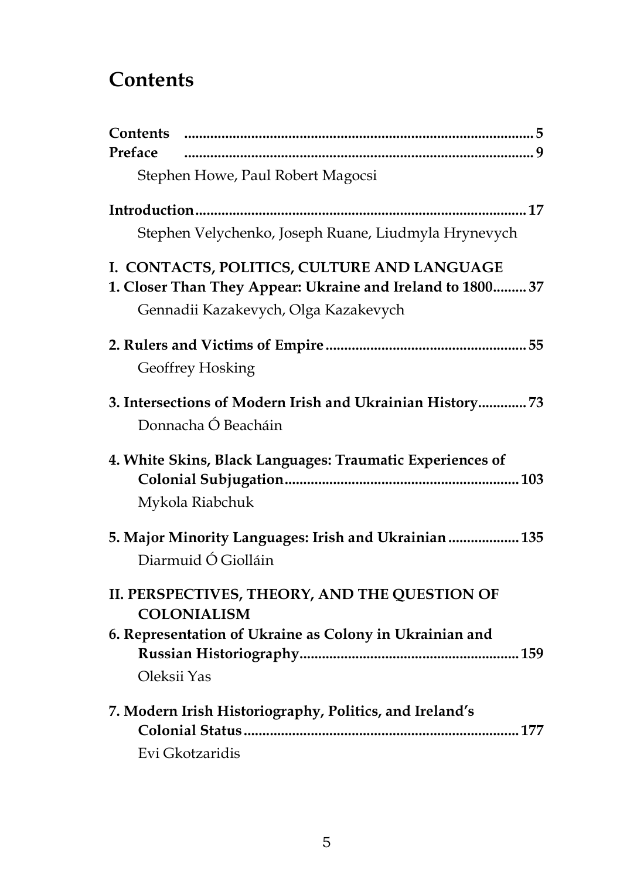# Contents

**Contents** ........................................................................................ **5**

**Preface** ........................................................................................ **9**

Stephen Howe, Paul Robert Magocsi

**Introduction** ........................................................................................ **17**

Stephen Velychenko, Joseph Ruane, Liudmyla Hrynevych

## I. CONTACTS, POLITICS, CULTURE AND LANGUAGE

**1. Closer Than They Appear: Ukraine and Ireland to 1800** ......... **37**

Gennadii Kazakevych, Olga Kazakevych

**2. Rulers and Victims of Empire** ........................................................ **55**

Geoffrey Hosking

**3. Intersections of Modern Irish and Ukrainian History** ............. **73**

Donnacha Ó Beacháin

**4. White Skins, Black Languages: Traumatic Experiences of Colonial Subjugation** ........................................................ **103**

Mykola Riabchuk

**5. Major Minority Languages: Irish and Ukrainian** ................... **135**

Diarmuid Ó Giolláin

## II. PERSPECTIVES, THEORY, AND THE QUESTION OF COLONIALISM

**6. Representation of Ukraine as Colony in Ukrainian and Russian Historiography** ........................................................ **159**

Oleksii Yas

**7. Modern Irish Historiography, Politics, and Ireland's Colonial Status** ........................................................ **177**

Evi Gkotzaridis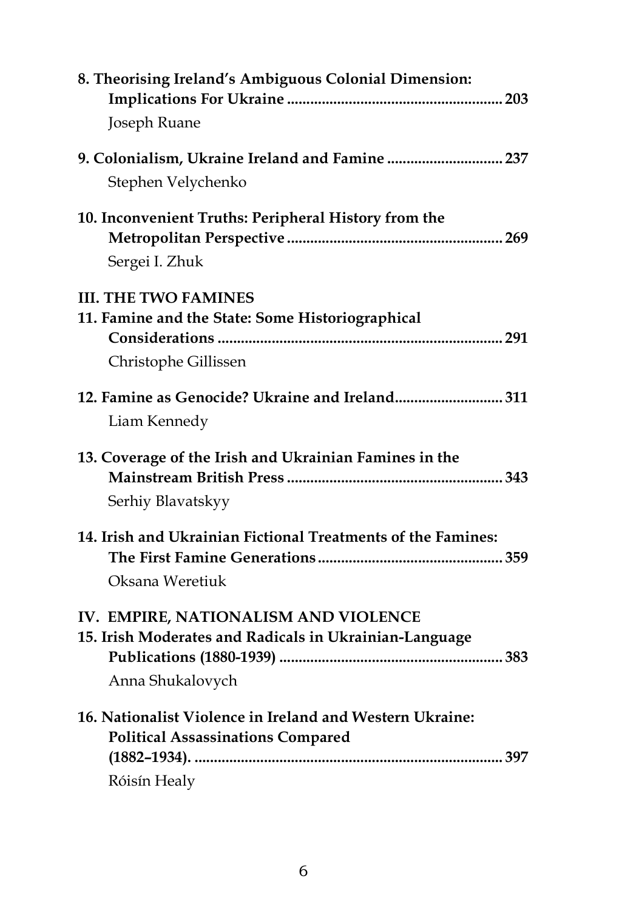**8. Theorising Ireland's Ambiguous Colonial Dimension: Implications For Ukraine ........................................................ 203**
Joseph Ruane

**9. Colonialism, Ukraine Ireland and Famine .............................. 237**
Stephen Velychenko

**10. Inconvenient Truths: Peripheral History from the Metropolitan Perspective ........................................................ 269**
Sergei I. Zhuk

**III. THE TWO FAMINES**

**11. Famine and the State: Some Historiographical Considerations ......................................................................... 291**
Christophe Gillissen

**12. Famine as Genocide? Ukraine and Ireland............................ 311**
Liam Kennedy

**13. Coverage of the Irish and Ukrainian Famines in the Mainstream British Press ........................................................ 343**
Serhiy Blavatskyy

**14. Irish and Ukrainian Fictional Treatments of the Famines: The First Famine Generations ................................................ 359**
Oksana Weretiuk

**IV. EMPIRE, NATIONALISM AND VIOLENCE**

**15. Irish Moderates and Radicals in Ukrainian-Language Publications (1880-1939) .......................................................... 383**
Anna Shukalovych

**16. Nationalist Violence in Ireland and Western Ukraine: Political Assassinations Compared (1882–1934). ............................................................................... 397**
Róisín Healy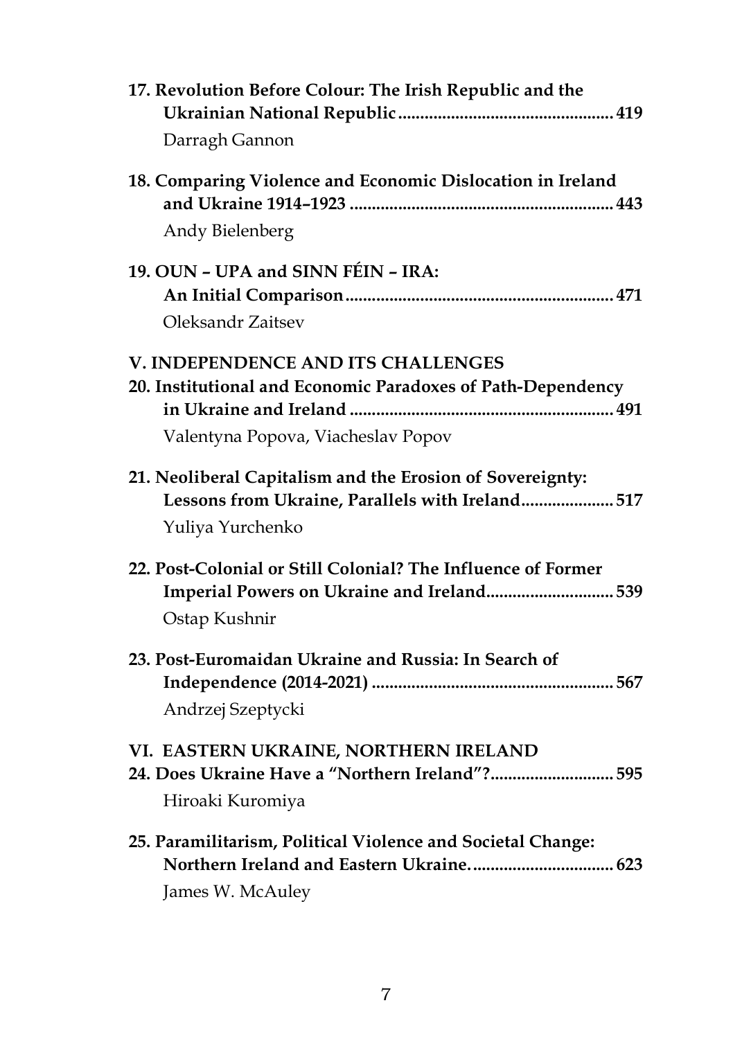**17. Revolution Before Colour: The Irish Republic and the Ukrainian National Republic** ................................................ 419
Darragh Gannon

**18. Comparing Violence and Economic Dislocation in Ireland and Ukraine 1914–1923** ........................................................... 443
Andy Bielenberg

**19. OUN – UPA and SINN FÉIN – IRA: An Initial Comparison** ............................................................ 471
Oleksandr Zaitsev

## V. INDEPENDENCE AND ITS CHALLENGES

**20. Institutional and Economic Paradoxes of Path-Dependency in Ukraine and Ireland** ............................................................ 491
Valentyna Popova, Viacheslav Popov

**21. Neoliberal Capitalism and the Erosion of Sovereignty: Lessons from Ukraine, Parallels with Ireland** ..................... 517
Yuliya Yurchenko

**22. Post-Colonial or Still Colonial? The Influence of Former Imperial Powers on Ukraine and Ireland** ............................ 539
Ostap Kushnir

**23. Post-Euromaidan Ukraine and Russia: In Search of Independence (2014-2021)** ....................................................... 567
Andrzej Szeptycki

## VI. EASTERN UKRAINE, NORTHERN IRELAND

**24. Does Ukraine Have a "Northern Ireland"?** ............................ 595
Hiroaki Kuromiya

**25. Paramilitarism, Political Violence and Societal Change: Northern Ireland and Eastern Ukraine.** ................................ 623
James W. McAuley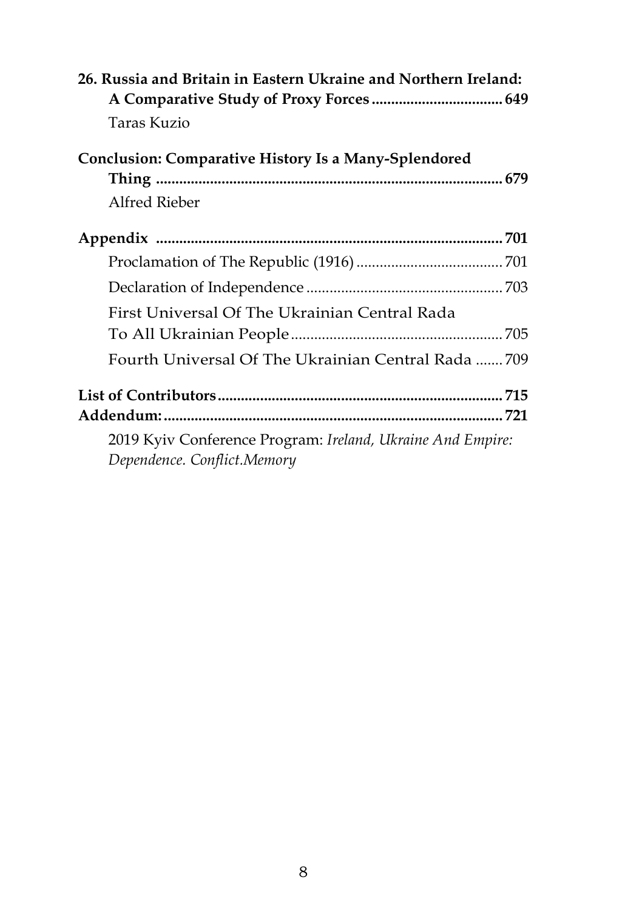**26. Russia and Britain in Eastern Ukraine and Northern Ireland: A Comparative Study of Proxy Forces .................................. 649**
Taras Kuzio

**Conclusion: Comparative History Is a Many-Splendored Thing ........................................................................................ 679**
Alfred Rieber

**Appendix ........................................................................................ 701**

Proclamation of The Republic (1916) ...................................... 701

Declaration of Independence ................................................... 703

First Universal Of The Ukrainian Central Rada To All Ukrainian People ....................................................... 705

Fourth Universal Of The Ukrainian Central Rada ....... 709

**List of Contributors ......................................................................... 715**

**Addendum: ...................................................................................... 721**

2019 Kyiv Conference Program: *Ireland, Ukraine And Empire: Dependence. Conflict.Memory*